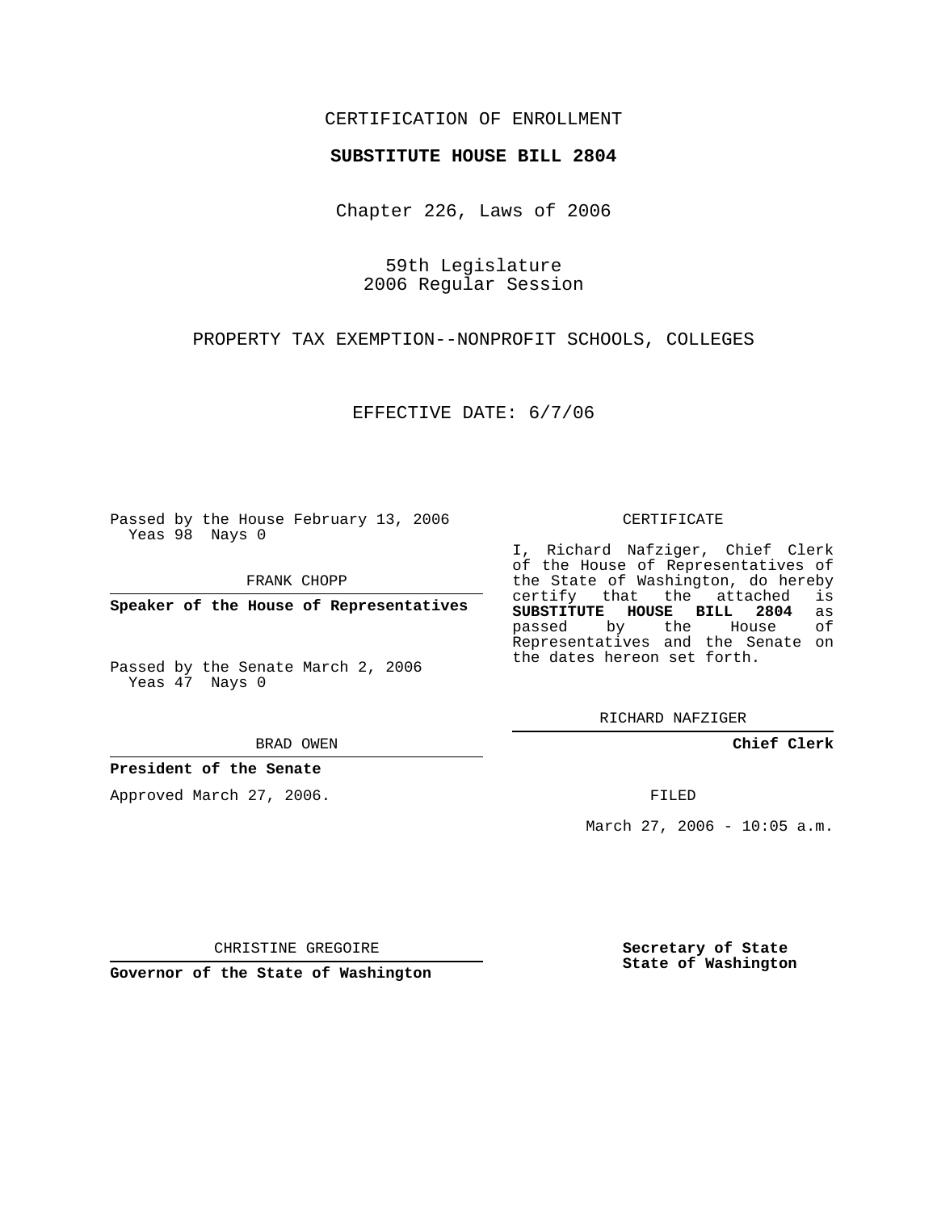CERTIFICATION OF ENROLLMENT

**SUBSTITUTE HOUSE BILL 2804**

Chapter 226, Laws of 2006

59th Legislature
2006 Regular Session

PROPERTY TAX EXEMPTION--NONPROFIT SCHOOLS, COLLEGES

EFFECTIVE DATE: 6/7/06

Passed by the House February 13, 2006
Yeas 98 Nays 0

FRANK CHOPP

**Speaker of the House of Representatives**

Passed by the Senate March 2, 2006
Yeas 47 Nays 0

BRAD OWEN

**President of the Senate**

Approved March 27, 2006.

CHRISTINE GREGOIRE

**Governor of the State of Washington**

CERTIFICATE

I, Richard Nafziger, Chief Clerk of the House of Representatives of the State of Washington, do hereby certify that the attached is **SUBSTITUTE HOUSE BILL 2804** as passed by the House of Representatives and the Senate on the dates hereon set forth.

RICHARD NAFZIGER

**Chief Clerk**

FILED

March 27, 2006 - 10:05 a.m.

**Secretary of State**
**State of Washington**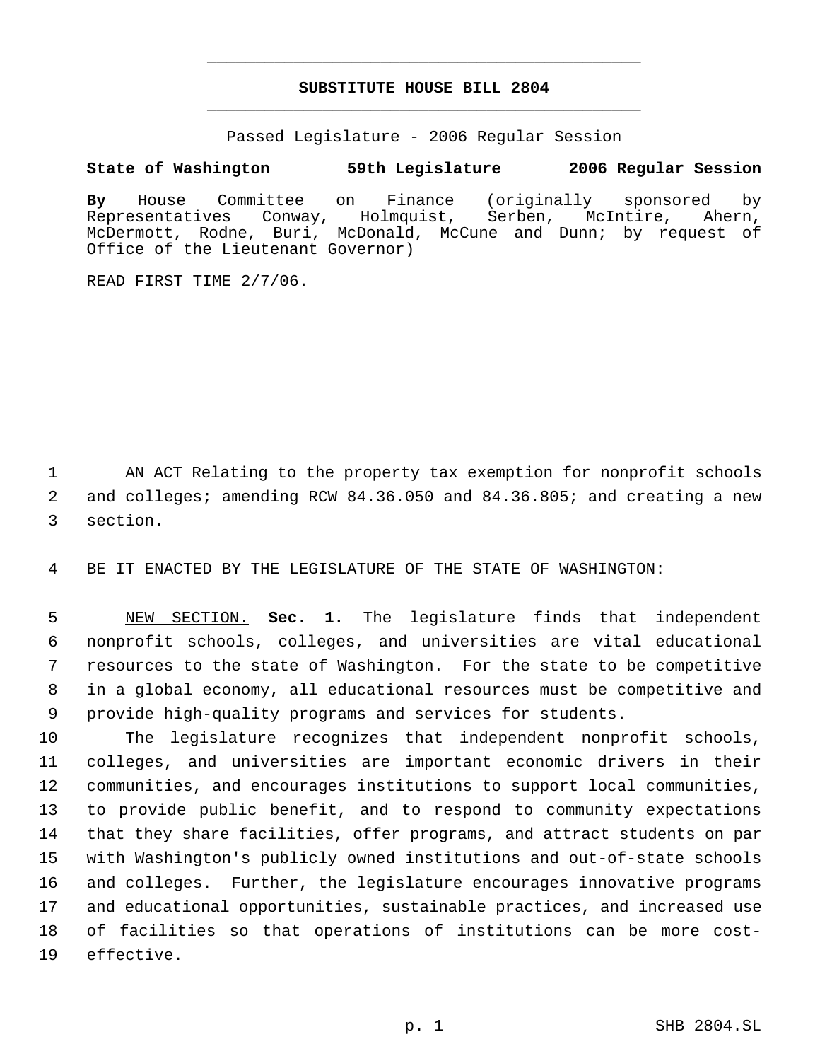# SUBSTITUTE HOUSE BILL 2804

Passed Legislature - 2006 Regular Session

**State of Washington 59th Legislature 2006 Regular Session**

**By** House Committee on Finance (originally sponsored by Representatives Conway, Holmquist, Serben, McIntire, Ahern, McDermott, Rodne, Buri, McDonald, McCune and Dunn; by request of Office of the Lieutenant Governor)

READ FIRST TIME 2/7/06.

AN ACT Relating to the property tax exemption for nonprofit schools and colleges; amending RCW 84.36.050 and 84.36.805; and creating a new section.

BE IT ENACTED BY THE LEGISLATURE OF THE STATE OF WASHINGTON:

NEW SECTION. **Sec. 1.** The legislature finds that independent nonprofit schools, colleges, and universities are vital educational resources to the state of Washington. For the state to be competitive in a global economy, all educational resources must be competitive and provide high-quality programs and services for students.

The legislature recognizes that independent nonprofit schools, colleges, and universities are important economic drivers in their communities, and encourages institutions to support local communities, to provide public benefit, and to respond to community expectations that they share facilities, offer programs, and attract students on par with Washington's publicly owned institutions and out-of-state schools and colleges. Further, the legislature encourages innovative programs and educational opportunities, sustainable practices, and increased use of facilities so that operations of institutions can be more cost-effective.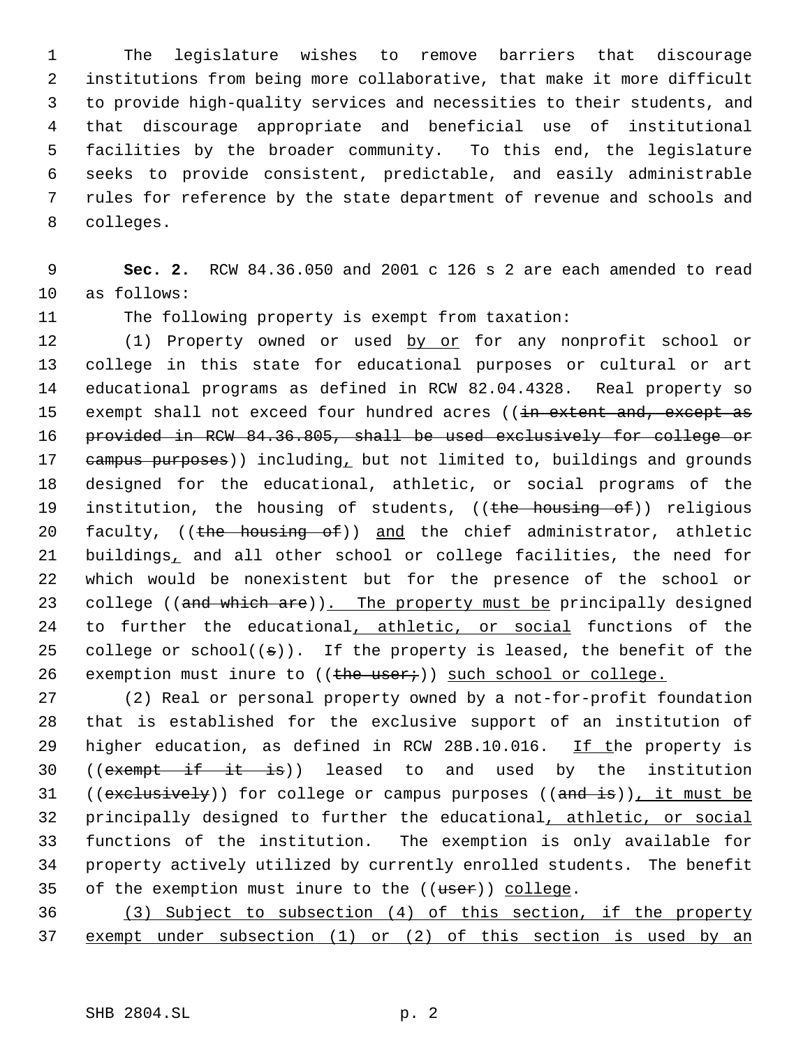The legislature wishes to remove barriers that discourage institutions from being more collaborative, that make it more difficult to provide high-quality services and necessities to their students, and that discourage appropriate and beneficial use of institutional facilities by the broader community. To this end, the legislature seeks to provide consistent, predictable, and easily administrable rules for reference by the state department of revenue and schools and colleges.

**Sec. 2.** RCW 84.36.050 and 2001 c 126 s 2 are each amended to read as follows:

The following property is exempt from taxation:

(1) Property owned or used by or for any nonprofit school or college in this state for educational purposes or cultural or art educational programs as defined in RCW 82.04.4328. Real property so exempt shall not exceed four hundred acres ((~~in extent and, except as provided in RCW 84.36.805, shall be used exclusively for college or campus purposes~~)) including, but not limited to, buildings and grounds designed for the educational, athletic, or social programs of the institution, the housing of students, ((~~the housing of~~)) religious faculty, ((~~the housing of~~)) and the chief administrator, athletic buildings, and all other school or college facilities, the need for which would be nonexistent but for the presence of the school or college ((~~and which are~~)). The property must be principally designed to further the educational, athletic, or social functions of the college or school((~~s~~)). If the property is leased, the benefit of the exemption must inure to ((~~the user;~~)) such school or college.

(2) Real or personal property owned by a not-for-profit foundation that is established for the exclusive support of an institution of higher education, as defined in RCW 28B.10.016. If the property is ((~~exempt if it is~~)) leased to and used by the institution ((~~exclusively~~)) for college or campus purposes ((~~and is~~)), it must be principally designed to further the educational, athletic, or social functions of the institution. The exemption is only available for property actively utilized by currently enrolled students. The benefit of the exemption must inure to the ((~~user~~)) college.

(3) Subject to subsection (4) of this section, if the property exempt under subsection (1) or (2) of this section is used by an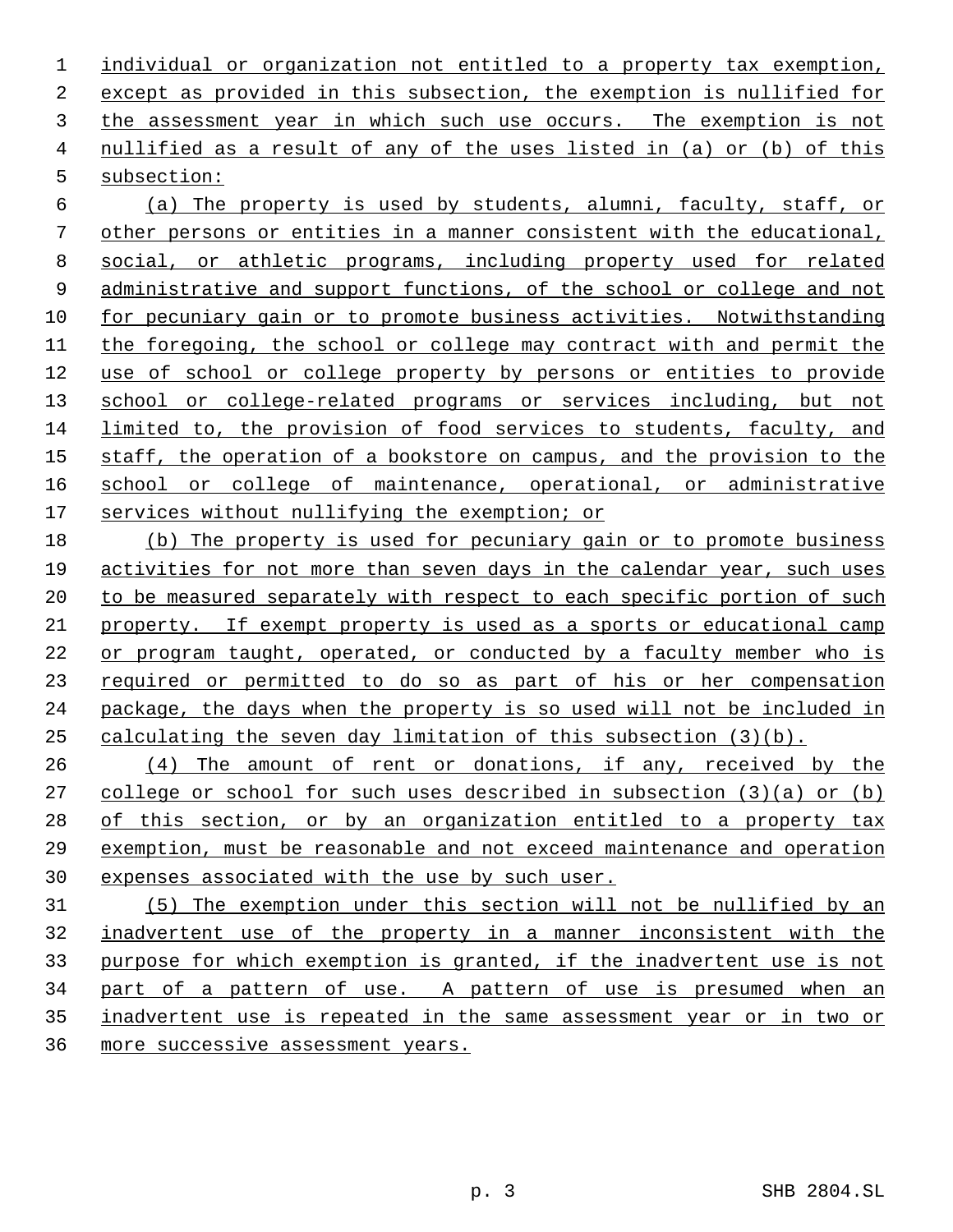individual or organization not entitled to a property tax exemption, except as provided in this subsection, the exemption is nullified for the assessment year in which such use occurs. The exemption is not nullified as a result of any of the uses listed in (a) or (b) of this subsection:

(a) The property is used by students, alumni, faculty, staff, or other persons or entities in a manner consistent with the educational, social, or athletic programs, including property used for related administrative and support functions, of the school or college and not for pecuniary gain or to promote business activities. Notwithstanding the foregoing, the school or college may contract with and permit the use of school or college property by persons or entities to provide school or college-related programs or services including, but not limited to, the provision of food services to students, faculty, and staff, the operation of a bookstore on campus, and the provision to the school or college of maintenance, operational, or administrative services without nullifying the exemption; or

(b) The property is used for pecuniary gain or to promote business activities for not more than seven days in the calendar year, such uses to be measured separately with respect to each specific portion of such property. If exempt property is used as a sports or educational camp or program taught, operated, or conducted by a faculty member who is required or permitted to do so as part of his or her compensation package, the days when the property is so used will not be included in calculating the seven day limitation of this subsection (3)(b).

(4) The amount of rent or donations, if any, received by the college or school for such uses described in subsection (3)(a) or (b) of this section, or by an organization entitled to a property tax exemption, must be reasonable and not exceed maintenance and operation expenses associated with the use by such user.

(5) The exemption under this section will not be nullified by an inadvertent use of the property in a manner inconsistent with the purpose for which exemption is granted, if the inadvertent use is not part of a pattern of use. A pattern of use is presumed when an inadvertent use is repeated in the same assessment year or in two or more successive assessment years.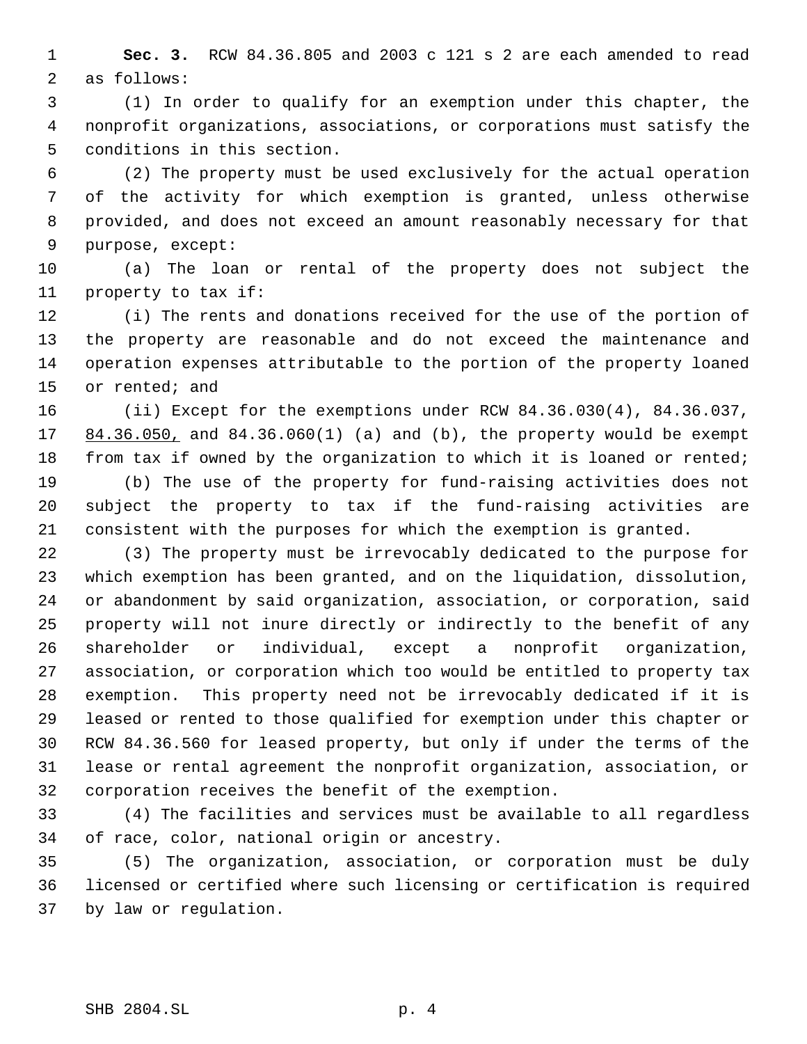**Sec. 3.** RCW 84.36.805 and 2003 c 121 s 2 are each amended to read as follows:

(1) In order to qualify for an exemption under this chapter, the nonprofit organizations, associations, or corporations must satisfy the conditions in this section.

(2) The property must be used exclusively for the actual operation of the activity for which exemption is granted, unless otherwise provided, and does not exceed an amount reasonably necessary for that purpose, except:

(a) The loan or rental of the property does not subject the property to tax if:

(i) The rents and donations received for the use of the portion of the property are reasonable and do not exceed the maintenance and operation expenses attributable to the portion of the property loaned or rented; and

(ii) Except for the exemptions under RCW 84.36.030(4), 84.36.037, <u>84.36.050,</u> and 84.36.060(1) (a) and (b), the property would be exempt from tax if owned by the organization to which it is loaned or rented;

(b) The use of the property for fund-raising activities does not subject the property to tax if the fund-raising activities are consistent with the purposes for which the exemption is granted.

(3) The property must be irrevocably dedicated to the purpose for which exemption has been granted, and on the liquidation, dissolution, or abandonment by said organization, association, or corporation, said property will not inure directly or indirectly to the benefit of any shareholder or individual, except a nonprofit organization, association, or corporation which too would be entitled to property tax exemption. This property need not be irrevocably dedicated if it is leased or rented to those qualified for exemption under this chapter or RCW 84.36.560 for leased property, but only if under the terms of the lease or rental agreement the nonprofit organization, association, or corporation receives the benefit of the exemption.

(4) The facilities and services must be available to all regardless of race, color, national origin or ancestry.

(5) The organization, association, or corporation must be duly licensed or certified where such licensing or certification is required by law or regulation.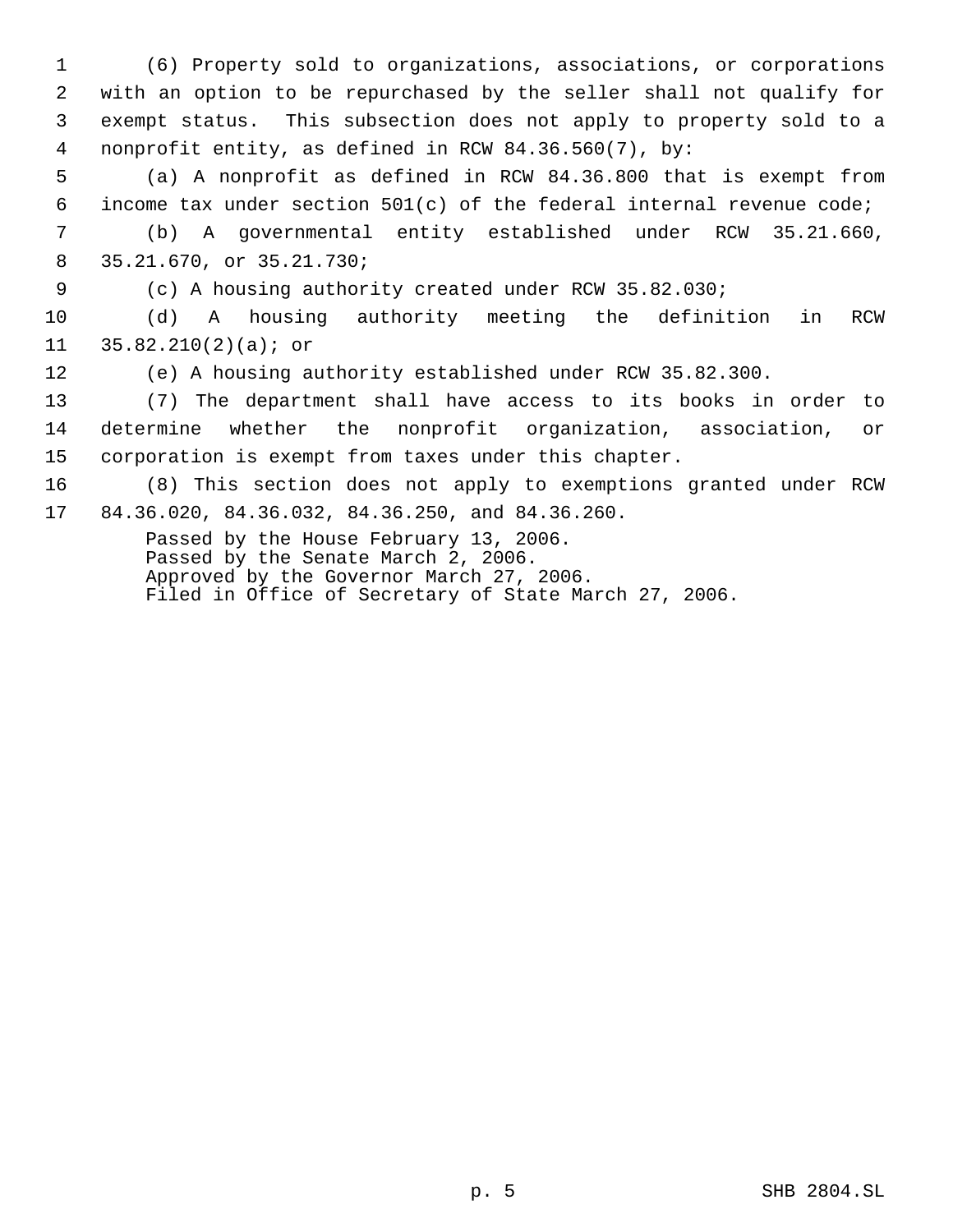(6) Property sold to organizations, associations, or corporations with an option to be repurchased by the seller shall not qualify for exempt status. This subsection does not apply to property sold to a nonprofit entity, as defined in RCW 84.36.560(7), by:

(a) A nonprofit as defined in RCW 84.36.800 that is exempt from income tax under section 501(c) of the federal internal revenue code;

(b) A governmental entity established under RCW 35.21.660, 35.21.670, or 35.21.730;

(c) A housing authority created under RCW 35.82.030;

(d) A housing authority meeting the definition in RCW 35.82.210(2)(a); or

(e) A housing authority established under RCW 35.82.300.

(7) The department shall have access to its books in order to determine whether the nonprofit organization, association, or corporation is exempt from taxes under this chapter.

(8) This section does not apply to exemptions granted under RCW 84.36.020, 84.36.032, 84.36.250, and 84.36.260.

Passed by the House February 13, 2006.
Passed by the Senate March 2, 2006.
Approved by the Governor March 27, 2006.
Filed in Office of Secretary of State March 27, 2006.